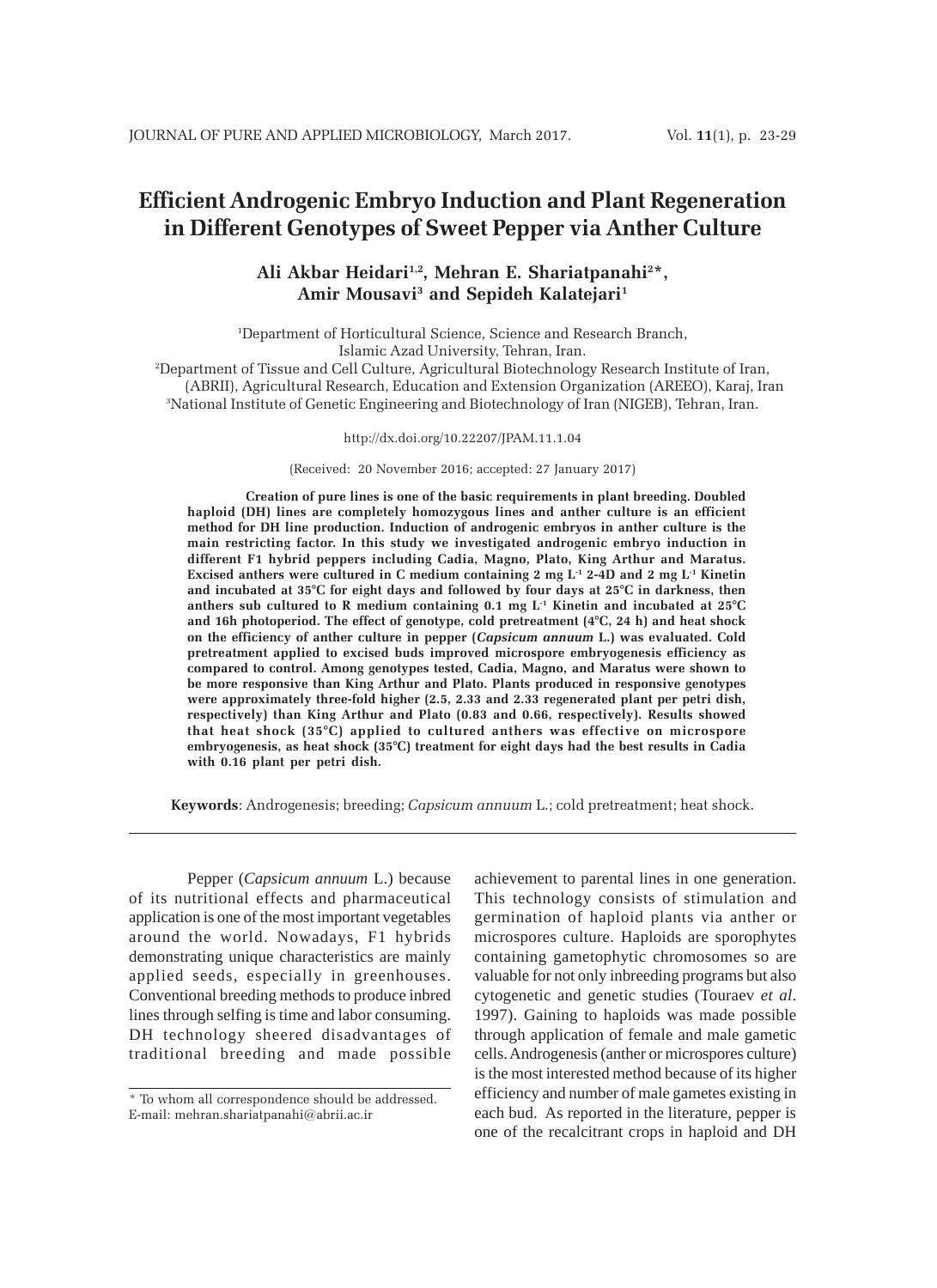# Efficient Androgenic Embryo Induction and Plant Regeneration in Different Genotypes of Sweet Pepper via Anther Culture

**Ali Akbar Heidari[1,2], Mehran E. Shariatpanahi[2*], Amir Mousavi[3] and Sepideh Kalatejari[1]**

[1]Department of Horticultural Science, Science and Research Branch, Islamic Azad University, Tehran, Iran.
[2]Department of Tissue and Cell Culture, Agricultural Biotechnology Research Institute of Iran, (ABRII), Agricultural Research, Education and Extension Organization (AREEO), Karaj, Iran
[3]National Institute of Genetic Engineering and Biotechnology of Iran (NIGEB), Tehran, Iran.

http://dx.doi.org/10.22207/JPAM.11.1.04

(Received: 20 November 2016; accepted: 27 January 2017)

**Creation of pure lines is one of the basic requirements in plant breeding. Doubled haploid (DH) lines are completely homozygous lines and anther culture is an efficient method for DH line production. Induction of androgenic embryos in anther culture is the main restricting factor. In this study we investigated androgenic embryo induction in different F1 hybrid peppers including Cadia, Magno, Plato, King Arthur and Maratus. Excised anthers were cultured in C medium containing 2 mg L$^{-1}$ 2-4D and 2 mg L$^{-1}$ Kinetin and incubated at 35°C for eight days and followed by four days at 25°C in darkness, then anthers sub cultured to R medium containing 0.1 mg L$^{-1}$ Kinetin and incubated at 25°C and 16h photoperiod. The effect of genotype, cold pretreatment (4°C, 24 h) and heat shock on the efficiency of anther culture in pepper (*Capsicum annuum* L.) was evaluated. Cold pretreatment applied to excised buds improved microspore embryogenesis efficiency as compared to control. Among genotypes tested, Cadia, Magno, and Maratus were shown to be more responsive than King Arthur and Plato. Plants produced in responsive genotypes were approximately three-fold higher (2.5, 2.33 and 2.33 regenerated plant per petri dish, respectively) than King Arthur and Plato (0.83 and 0.66, respectively). Results showed that heat shock (35°C) applied to cultured anthers was effective on microspore embryogenesis, as heat shock (35°C) treatment for eight days had the best results in Cadia with 0.16 plant per petri dish.**

**Keywords**: Androgenesis; breeding; *Capsicum annuum* L.; cold pretreatment; heat shock.

---

Pepper (*Capsicum annuum* L.) because of its nutritional effects and pharmaceutical application is one of the most important vegetables around the world. Nowadays, F1 hybrids demonstrating unique characteristics are mainly applied seeds, especially in greenhouses. Conventional breeding methods to produce inbred lines through selfing is time and labor consuming. DH technology sheered disadvantages of traditional breeding and made possible achievement to parental lines in one generation. This technology consists of stimulation and germination of haploid plants via anther or microspores culture. Haploids are sporophytes containing gametophytic chromosomes so are valuable for not only inbreeding programs but also cytogenetic and genetic studies (Touraev *et al*. 1997). Gaining to haploids was made possible through application of female and male gametic cells. Androgenesis (anther or microspores culture) is the most interested method because of its higher efficiency and number of male gametes existing in each bud. As reported in the literature, pepper is one of the recalcitrant crops in haploid and DH

* To whom all correspondence should be addressed.
E-mail: mehran.shariatpanahi@abrii.ac.ir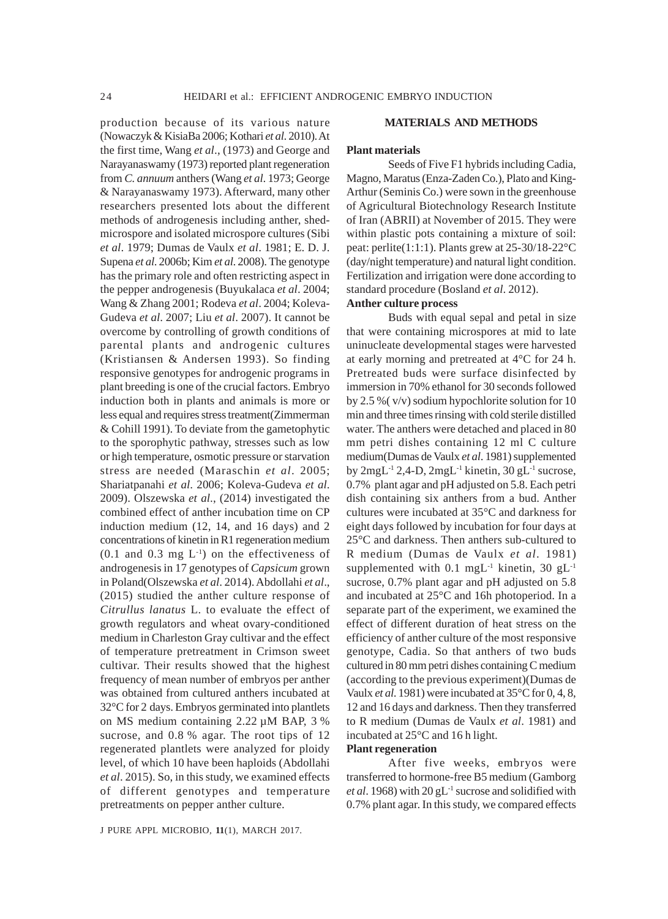production because of its various nature (Nowaczyk & KisiaBa 2006; Kothari *et al*. 2010). At the first time, Wang *et al*., (1973) and George and Narayanaswamy (1973) reported plant regeneration from *C. annuum* anthers (Wang *et al*. 1973; George & Narayanaswamy 1973). Afterward, many other researchers presented lots about the different methods of androgenesis including anther, shed-microspore and isolated microspore cultures (Sibi *et al*. 1979; Dumas de Vaulx *et al*. 1981; E. D. J. Supena *et al.* 2006b; Kim *et al.* 2008). The genotype has the primary role and often restricting aspect in the pepper androgenesis (Buyukalaca *et al*. 2004; Wang & Zhang 2001; Rodeva *et al*. 2004; Koleva-Gudeva *et al*. 2007; Liu *et al*. 2007). It cannot be overcome by controlling of growth conditions of parental plants and androgenic cultures (Kristiansen & Andersen 1993). So finding responsive genotypes for androgenic programs in plant breeding is one of the crucial factors. Embryo induction both in plants and animals is more or less equal and requires stress treatment(Zimmerman & Cohill 1991). To deviate from the gametophytic to the sporophytic pathway, stresses such as low or high temperature, osmotic pressure or starvation stress are needed (Maraschin *et al*. 2005; Shariatpanahi *et al.* 2006; Koleva-Gudeva *et al.* 2009). Olszewska *et al*., (2014) investigated the combined effect of anther incubation time on CP induction medium (12, 14, and 16 days) and 2 concentrations of kinetin in R1 regeneration medium (0.1 and 0.3 mg $L^{-1}$) on the effectiveness of androgenesis in 17 genotypes of *Capsicum* grown in Poland(Olszewska *et al*. 2014). Abdollahi *et al*., (2015) studied the anther culture response of *Citrullus lanatus* L. to evaluate the effect of growth regulators and wheat ovary-conditioned medium in Charleston Gray cultivar and the effect of temperature pretreatment in Crimson sweet cultivar. Their results showed that the highest frequency of mean number of embryos per anther was obtained from cultured anthers incubated at 32°C for 2 days. Embryos germinated into plantlets on MS medium containing 2.22 µM BAP, 3 % sucrose, and 0.8 % agar. The root tips of 12 regenerated plantlets were analyzed for ploidy level, of which 10 have been haploids (Abdollahi *et al*. 2015). So, in this study, we examined effects of different genotypes and temperature pretreatments on pepper anther culture.

## MATERIALS AND METHODS

### Plant materials

Seeds of Five F1 hybrids including Cadia, Magno, Maratus (Enza-Zaden Co.), Plato and King-Arthur (Seminis Co.) were sown in the greenhouse of Agricultural Biotechnology Research Institute of Iran (ABRII) at November of 2015. They were within plastic pots containing a mixture of soil: peat: perlite(1:1:1). Plants grew at 25-30/18-22°C (day/night temperature) and natural light condition. Fertilization and irrigation were done according to standard procedure (Bosland *et al*. 2012).

### Anther culture process

Buds with equal sepal and petal in size that were containing microspores at mid to late uninucleate developmental stages were harvested at early morning and pretreated at 4°C for 24 h. Pretreated buds were surface disinfected by immersion in 70% ethanol for 30 seconds followed by 2.5 %( v/v) sodium hypochlorite solution for 10 min and three times rinsing with cold sterile distilled water. The anthers were detached and placed in 80 mm petri dishes containing 12 ml C culture medium(Dumas de Vaulx *et al*. 1981) supplemented by 2mg$L^{-1}$ 2,4-D, 2mg$L^{-1}$ kinetin, 30 g$L^{-1}$ sucrose, 0.7% plant agar and pH adjusted on 5.8. Each petri dish containing six anthers from a bud. Anther cultures were incubated at 35°C and darkness for eight days followed by incubation for four days at 25°C and darkness. Then anthers sub-cultured to R medium (Dumas de Vaulx *et al*. 1981) supplemented with 0.1 mg$L^{-1}$ kinetin, 30 g$L^{-1}$ sucrose, 0.7% plant agar and pH adjusted on 5.8 and incubated at 25°C and 16h photoperiod. In a separate part of the experiment, we examined the effect of different duration of heat stress on the efficiency of anther culture of the most responsive genotype, Cadia. So that anthers of two buds cultured in 80 mm petri dishes containing C medium (according to the previous experiment)(Dumas de Vaulx *et al.* 1981) were incubated at 35°C for 0, 4, 8, 12 and 16 days and darkness. Then they transferred to R medium (Dumas de Vaulx *et al*. 1981) and incubated at 25°C and 16 h light.

### Plant regeneration

After five weeks, embryos were transferred to hormone-free B5 medium (Gamborg *et al*. 1968) with 20 g$L^{-1}$ sucrose and solidified with 0.7% plant agar. In this study, we compared effects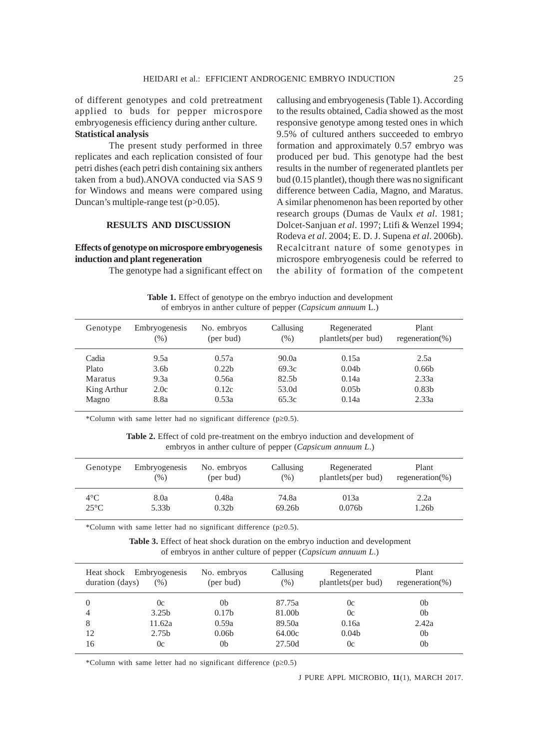of different genotypes and cold pretreatment applied to buds for pepper microspore embryogenesis efficiency during anther culture.

**Statistical analysis**

The present study performed in three replicates and each replication consisted of four petri dishes (each petri dish containing six anthers taken from a bud).ANOVA conducted via SAS 9 for Windows and means were compared using Duncan's multiple-range test ($p>0.05$).

## RESULTS AND DISCUSSION

### Effects of genotype on microspore embryogenesis induction and plant regeneration

The genotype had a significant effect on callusing and embryogenesis (Table 1). According to the results obtained, Cadia showed as the most responsive genotype among tested ones in which 9.5% of cultured anthers succeeded to embryo formation and approximately 0.57 embryo was produced per bud. This genotype had the best results in the number of regenerated plantlets per bud (0.15 plantlet), though there was no significant difference between Cadia, Magno, and Maratus. A similar phenomenon has been reported by other research groups (Dumas de Vaulx *et al*. 1981; Dolcet-Sanjuan *et al*. 1997; Ltifi & Wenzel 1994; Rodeva *et al*. 2004; E. D. J. Supena *et al*. 2006b). Recalcitrant nature of some genotypes in microspore embryogenesis could be referred to the ability of formation of the competent

**Table 1.** Effect of genotype on the embryo induction and development of embryos in anther culture of pepper (*Capsicum annuum* L.)

| Genotype | Embryogenesis (%) | No. embryos (per bud) | Callusing (%) | Regenerated plantlets(per bud) | Plant regeneration(%) |
|---|---|---|---|---|---|
| Cadia | 9.5a | 0.57a | 90.0a | 0.15a | 2.5a |
| Plato | 3.6b | 0.22b | 69.3c | 0.04b | 0.66b |
| Maratus | 9.3a | 0.56a | 82.5b | 0.14a | 2.33a |
| King Arthur | 2.0c | 0.12c | 53.0d | 0.05b | 0.83b |
| Magno | 8.8a | 0.53a | 65.3c | 0.14a | 2.33a |

*Column with same letter had no significant difference ($p\geq0.5$).

**Table 2.** Effect of cold pre-treatment on the embryo induction and development of embryos in anther culture of pepper (*Capsicum annuum L*.)

| Genotype | Embryogenesis (%) | No. embryos (per bud) | Callusing (%) | Regenerated plantlets(per bud) | Plant regeneration(%) |
|---|---|---|---|---|---|
| 4°C | 8.0a | 0.48a | 74.8a | 013a | 2.2a |
| 25°C | 5.33b | 0.32b | 69.26b | 0.076b | 1.26b |

*Column with same letter had no significant difference ($p\geq0.5$).

**Table 3.** Effect of heat shock duration on the embryo induction and development of embryos in anther culture of pepper (*Capsicum annuum L*.)

| Heat shock duration (days) | Embryogenesis (%) | No. embryos (per bud) | Callusing (%) | Regenerated plantlets(per bud) | Plant regeneration(%) |
|---|---|---|---|---|---|
| 0 | 0c | 0b | 87.75a | 0c | 0b |
| 4 | 3.25b | 0.17b | 81.00b | 0c | 0b |
| 8 | 11.62a | 0.59a | 89.50a | 0.16a | 2.42a |
| 12 | 2.75b | 0.06b | 64.00c | 0.04b | 0b |
| 16 | 0c | 0b | 27.50d | 0c | 0b |

*Column with same letter had no significant difference ($p\geq0.5$)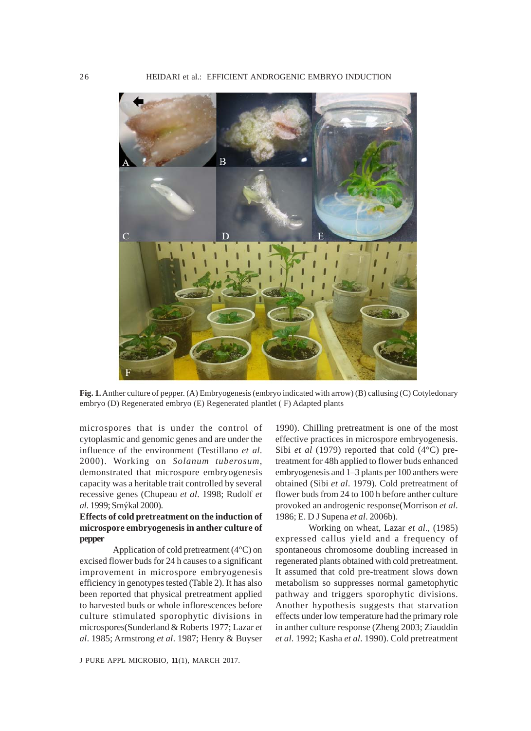**Fig. 1.** Anther culture of pepper. (A) Embryogenesis (embryo indicated with arrow) (B) callusing (C) Cotyledonary embryo (D) Regenerated embryo (E) Regenerated plantlet ( F) Adapted plants

microspores that is under the control of cytoplasmic and genomic genes and are under the influence of the environment (Testillano *et al.* 2000). Working on *Solanum tuberosum*, demonstrated that microspore embryogenesis capacity was a heritable trait controlled by several recessive genes (Chupeau *et al.* 1998; Rudolf *et al.* 1999; Smýkal 2000).

### Effects of cold pretreatment on the induction of microspore embryogenesis in anther culture of pepper

Application of cold pretreatment (4°C) on excised flower buds for 24 h causes to a significant improvement in microspore embryogenesis efficiency in genotypes tested (Table 2). It has also been reported that physical pretreatment applied to harvested buds or whole inflorescences before culture stimulated sporophytic divisions in microspores(Sunderland & Roberts 1977; Lazar *et al.* 1985; Armstrong *et al.* 1987; Henry & Buyser 1990). Chilling pretreatment is one of the most effective practices in microspore embryogenesis. Sibi *et al* (1979) reported that cold (4°C) pre-treatment for 48h applied to flower buds enhanced embryogenesis and 1–3 plants per 100 anthers were obtained (Sibi *et al.* 1979). Cold pretreatment of flower buds from 24 to 100 h before anther culture provoked an androgenic response(Morrison *et al.* 1986; E. D J Supena *et al.* 2006b).

Working on wheat, Lazar *et al.*, (1985) expressed callus yield and a frequency of spontaneous chromosome doubling increased in regenerated plants obtained with cold pretreatment. It assumed that cold pre-treatment slows down metabolism so suppresses normal gametophytic pathway and triggers sporophytic divisions. Another hypothesis suggests that starvation effects under low temperature had the primary role in anther culture response (Zheng 2003; Ziauddin *et al.* 1992; Kasha *et al.* 1990). Cold pretreatment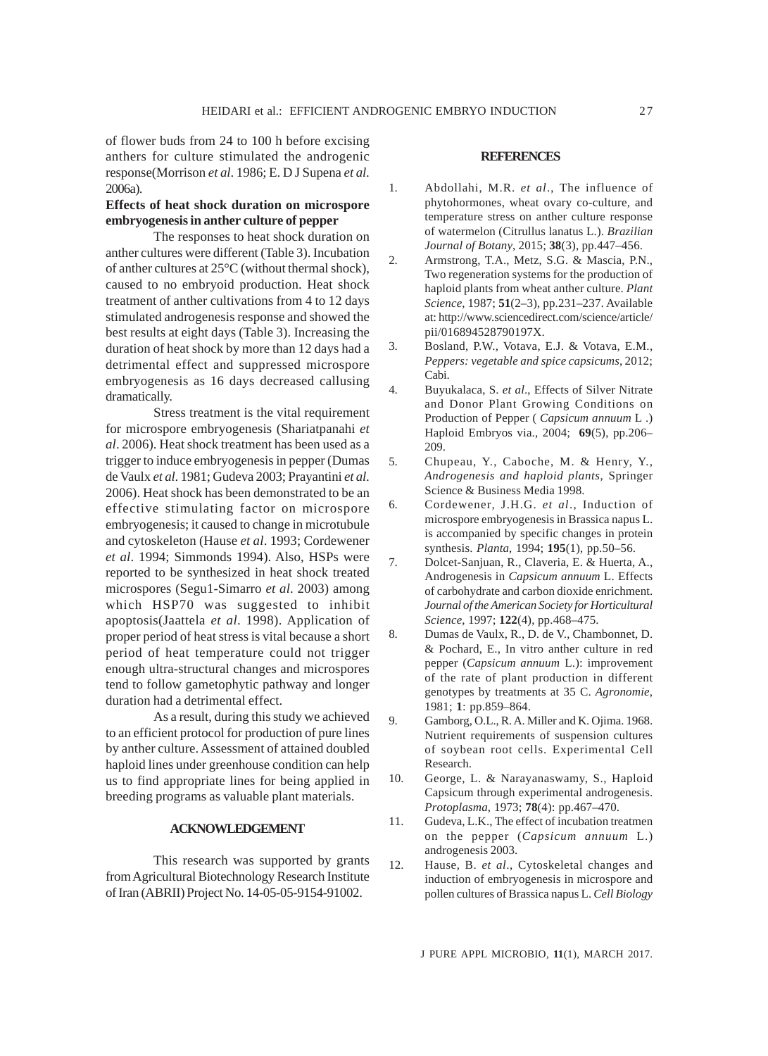of flower buds from 24 to 100 h before excising anthers for culture stimulated the androgenic response(Morrison *et al*. 1986; E. D J Supena *et al*. 2006a).

**Effects of heat shock duration on microspore embryogenesis in anther culture of pepper**

The responses to heat shock duration on anther cultures were different (Table 3). Incubation of anther cultures at 25°C (without thermal shock), caused to no embryoid production. Heat shock treatment of anther cultivations from 4 to 12 days stimulated androgenesis response and showed the best results at eight days (Table 3). Increasing the duration of heat shock by more than 12 days had a detrimental effect and suppressed microspore embryogenesis as 16 days decreased callusing dramatically.

Stress treatment is the vital requirement for microspore embryogenesis (Shariatpanahi *et al*. 2006). Heat shock treatment has been used as a trigger to induce embryogenesis in pepper (Dumas de Vaulx *et al*. 1981; Gudeva 2003; Prayantini *et al*. 2006). Heat shock has been demonstrated to be an effective stimulating factor on microspore embryogenesis; it caused to change in microtubule and cytoskeleton (Hause *et al*. 1993; Cordewener *et al*. 1994; Simmonds 1994). Also, HSPs were reported to be synthesized in heat shock treated microspores (Segu1-Simarro *et al*. 2003) among which HSP70 was suggested to inhibit apoptosis(Jaattela *et al*. 1998). Application of proper period of heat stress is vital because a short period of heat temperature could not trigger enough ultra-structural changes and microspores tend to follow gametophytic pathway and longer duration had a detrimental effect.

As a result, during this study we achieved to an efficient protocol for production of pure lines by anther culture. Assessment of attained doubled haploid lines under greenhouse condition can help us to find appropriate lines for being applied in breeding programs as valuable plant materials.

## ACKNOWLEDGEMENT

This research was supported by grants from Agricultural Biotechnology Research Institute of Iran (ABRII) Project No. 14-05-05-9154-91002.

## REFERENCES

1. Abdollahi, M.R. *et al*., The influence of phytohormones, wheat ovary co-culture, and temperature stress on anther culture response of watermelon (Citrullus lanatus L.). *Brazilian Journal of Botany*, 2015; **38**(3), pp.447–456.
2. Armstrong, T.A., Metz, S.G. & Mascia, P.N., Two regeneration systems for the production of haploid plants from wheat anther culture. *Plant Science*, 1987; **51**(2–3), pp.231–237. Available at: http://www.sciencedirect.com/science/article/pii/016894528790197X.
3. Bosland, P.W., Votava, E.J. & Votava, E.M., *Peppers: vegetable and spice capsicums*, 2012; Cabi.
4. Buyukalaca, S. *et al*., Effects of Silver Nitrate and Donor Plant Growing Conditions on Production of Pepper ( *Capsicum annuum* L .) Haploid Embryos via., 2004; **69**(5), pp.206–209.
5. Chupeau, Y., Caboche, M. & Henry, Y., *Androgenesis and haploid plants*, Springer Science & Business Media 1998.
6. Cordewener, J.H.G. *et al*., Induction of microspore embryogenesis in Brassica napus L. is accompanied by specific changes in protein synthesis. *Planta*, 1994; **195**(1), pp.50–56.
7. Dolcet-Sanjuan, R., Claveria, E. & Huerta, A., Androgenesis in *Capsicum annuum* L. Effects of carbohydrate and carbon dioxide enrichment. *Journal of the American Society for Horticultural Science*, 1997; **122**(4), pp.468–475.
8. Dumas de Vaulx, R., D. de V., Chambonnet, D. & Pochard, E., In vitro anther culture in red pepper (*Capsicum annuum* L.): improvement of the rate of plant production in different genotypes by treatments at 35 C. *Agronomie*, 1981; **1**: pp.859–864.
9. Gamborg, O.L., R. A. Miller and K. Ojima. 1968. Nutrient requirements of suspension cultures of soybean root cells. Experimental Cell Research.
10. George, L. & Narayanaswamy, S., Haploid Capsicum through experimental androgenesis. *Protoplasma*, 1973; **78**(4): pp.467–470.
11. Gudeva, L.K., The effect of incubation treatmen on the pepper (*Capsicum annuum* L.) androgenesis 2003.
12. Hause, B. *et al*., Cytoskeletal changes and induction of embryogenesis in microspore and pollen cultures of Brassica napus L. *Cell Biology*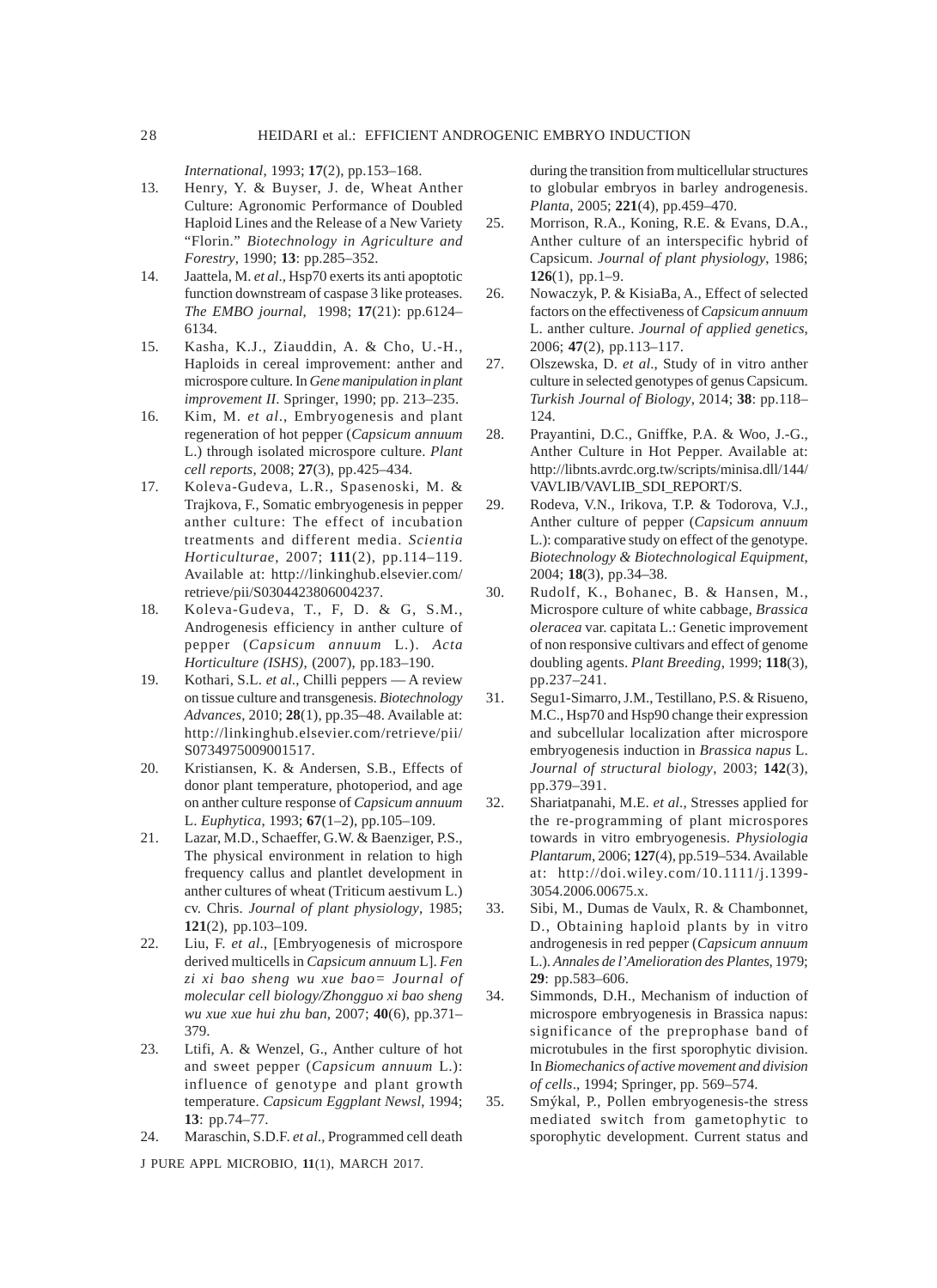*International*, 1993; **17**(2), pp.153–168.

13. Henry, Y. & Buyser, J. de, Wheat Anther Culture: Agronomic Performance of Doubled Haploid Lines and the Release of a New Variety "Florin." *Biotechnology in Agriculture and Forestry*, 1990; **13**: pp.285–352.
14. Jaattela, M. *et al*., Hsp70 exerts its anti apoptotic function downstream of caspase 3 like proteases. *The EMBO journal*, 1998; **17**(21): pp.6124–6134.
15. Kasha, K.J., Ziauddin, A. & Cho, U.-H., Haploids in cereal improvement: anther and microspore culture. In *Gene manipulation in plant improvement II*. Springer, 1990; pp. 213–235.
16. Kim, M. *et al*., Embryogenesis and plant regeneration of hot pepper (*Capsicum annuum* L.) through isolated microspore culture. *Plant cell reports*, 2008; **27**(3), pp.425–434.
17. Koleva-Gudeva, L.R., Spasenoski, M. & Trajkova, F., Somatic embryogenesis in pepper anther culture: The effect of incubation treatments and different media. *Scientia Horticulturae*, 2007; **111**(2), pp.114–119. Available at: http://linkinghub.elsevier.com/retrieve/pii/S0304423806004237.
18. Koleva-Gudeva, T., F, D. & G, S.M., Androgenesis efficiency in anther culture of pepper (*Capsicum annuum* L.). *Acta Horticulture (ISHS)*, (2007), pp.183–190.
19. Kothari, S.L. *et al*., Chilli peppers — A review on tissue culture and transgenesis. *Biotechnology Advances*, 2010; **28**(1), pp.35–48. Available at: http://linkinghub.elsevier.com/retrieve/pii/S0734975009001517.
20. Kristiansen, K. & Andersen, S.B., Effects of donor plant temperature, photoperiod, and age on anther culture response of *Capsicum annuum* L. *Euphytica*, 1993; **67**(1–2), pp.105–109.
21. Lazar, M.D., Schaeffer, G.W. & Baenziger, P.S., The physical environment in relation to high frequency callus and plantlet development in anther cultures of wheat (Triticum aestivum L.) cv. Chris. *Journal of plant physiology*, 1985; **121**(2), pp.103–109.
22. Liu, F. *et al*., [Embryogenesis of microspore derived multicells in *Capsicum annuum* L]. *Fen zi xi bao sheng wu xue bao= Journal of molecular cell biology/Zhongguo xi bao sheng wu xue xue hui zhu ban*, 2007; **40**(6), pp.371–379.
23. Ltifi, A. & Wenzel, G., Anther culture of hot and sweet pepper (*Capsicum annuum* L.): influence of genotype and plant growth temperature. *Capsicum Eggplant Newsl*, 1994; **13**: pp.74–77.
24. Maraschin, S.D.F. *et al*., Programmed cell death during the transition from multicellular structures to globular embryos in barley androgenesis. *Planta*, 2005; **221**(4), pp.459–470.
25. Morrison, R.A., Koning, R.E. & Evans, D.A., Anther culture of an interspecific hybrid of Capsicum. *Journal of plant physiology*, 1986; **126**(1), pp.1–9.
26. Nowaczyk, P. & KisiaBa, A., Effect of selected factors on the effectiveness of *Capsicum annuum* L. anther culture. *Journal of applied genetics*, 2006; **47**(2), pp.113–117.
27. Olszewska, D. *et al*., Study of in vitro anther culture in selected genotypes of genus Capsicum. *Turkish Journal of Biology*, 2014; **38**: pp.118–124.
28. Prayantini, D.C., Gniffke, P.A. & Woo, J.-G., Anther Culture in Hot Pepper. Available at: http://libnts.avrdc.org.tw/scripts/minisa.dll/144/VAVLIB/VAVLIB_SDI_REPORT/S.
29. Rodeva, V.N., Irikova, T.P. & Todorova, V.J., Anther culture of pepper (*Capsicum annuum* L.): comparative study on effect of the genotype. *Biotechnology & Biotechnological Equipment*, 2004; **18**(3), pp.34–38.
30. Rudolf, K., Bohanec, B. & Hansen, M., Microspore culture of white cabbage, *Brassica oleracea* var. capitata L.: Genetic improvement of non responsive cultivars and effect of genome doubling agents. *Plant Breeding*, 1999; **118**(3), pp.237–241.
31. Segu1-Simarro, J.M., Testillano, P.S. & Risueno, M.C., Hsp70 and Hsp90 change their expression and subcellular localization after microspore embryogenesis induction in *Brassica napus* L. *Journal of structural biology*, 2003; **142**(3), pp.379–391.
32. Shariatpanahi, M.E. *et al*., Stresses applied for the re-programming of plant microspores towards in vitro embryogenesis. *Physiologia Plantarum*, 2006; **127**(4), pp.519–534. Available at: http://doi.wiley.com/10.1111/j.1399-3054.2006.00675.x.
33. Sibi, M., Dumas de Vaulx, R. & Chambonnet, D., Obtaining haploid plants by in vitro androgenesis in red pepper (*Capsicum annuum* L.). *Annales de l'Amelioration des Plantes*, 1979; **29**: pp.583–606.
34. Simmonds, D.H., Mechanism of induction of microspore embryogenesis in Brassica napus: significance of the preprophase band of microtubules in the first sporophytic division. In *Biomechanics of active movement and division of cells*., 1994; Springer, pp. 569–574.
35. Smýkal, P., Pollen embryogenesis-the stress mediated switch from gametophytic to sporophytic development. Current status and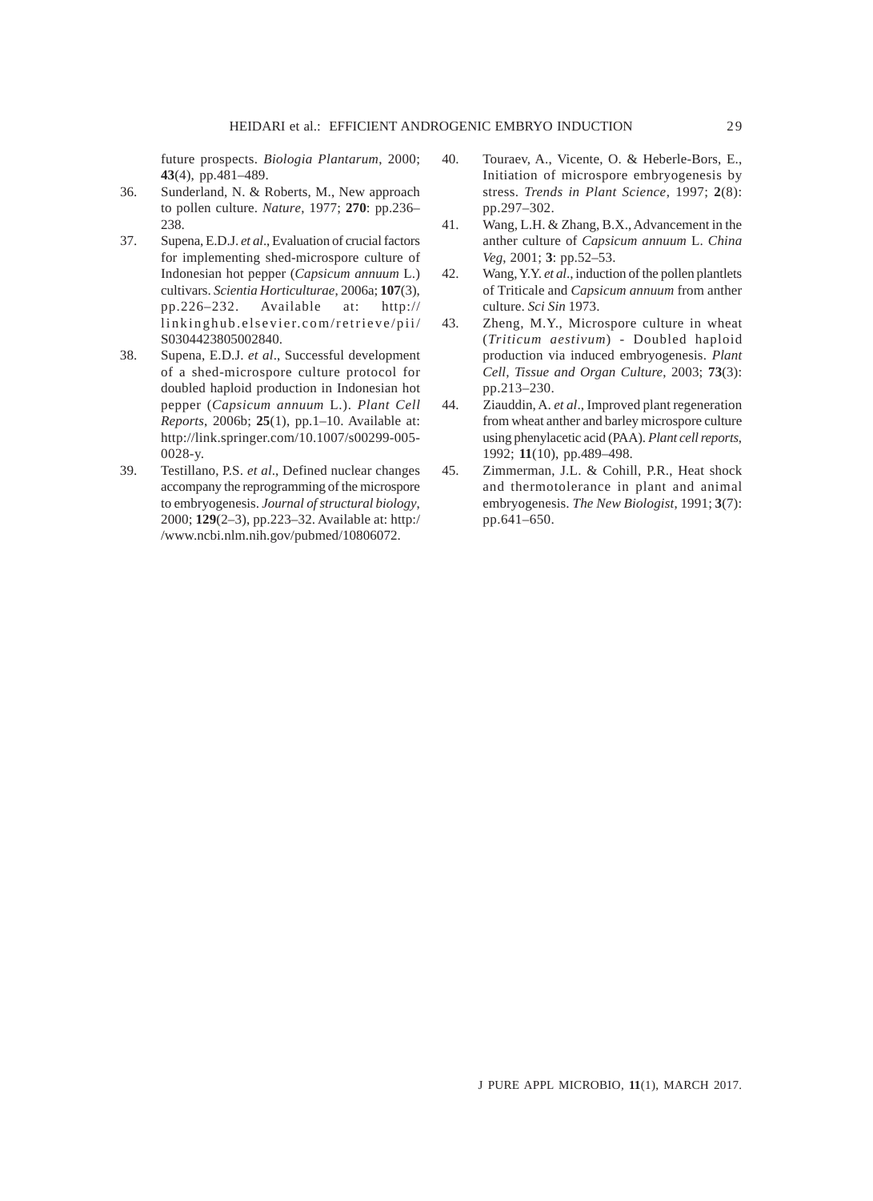future prospects. *Biologia Plantarum*, 2000; **43**(4), pp.481–489.

36. Sunderland, N. & Roberts, M., New approach to pollen culture. *Nature*, 1977; **270**: pp.236–238.
37. Supena, E.D.J. *et al*., Evaluation of crucial factors for implementing shed-microspore culture of Indonesian hot pepper (*Capsicum annuum* L.) cultivars. *Scientia Horticulturae*, 2006a; **107**(3), pp.226–232. Available at: http://linkinghub.elsevier.com/retrieve/pii/S0304423805002840.
38. Supena, E.D.J. *et al*., Successful development of a shed-microspore culture protocol for doubled haploid production in Indonesian hot pepper (*Capsicum annuum* L.). *Plant Cell Reports*, 2006b; **25**(1), pp.1–10. Available at: http://link.springer.com/10.1007/s00299-005-0028-y.
39. Testillano, P.S. *et al*., Defined nuclear changes accompany the reprogramming of the microspore to embryogenesis. *Journal of structural biology*, 2000; **129**(2–3), pp.223–32. Available at: http://www.ncbi.nlm.nih.gov/pubmed/10806072.
40. Touraev, A., Vicente, O. & Heberle-Bors, E., Initiation of microspore embryogenesis by stress. *Trends in Plant Science*, 1997; **2**(8): pp.297–302.
41. Wang, L.H. & Zhang, B.X., Advancement in the anther culture of *Capsicum annuum* L. *China Veg*, 2001; **3**: pp.52–53.
42. Wang, Y.Y. *et al*., induction of the pollen plantlets of Triticale and *Capsicum annuum* from anther culture. *Sci Sin* 1973.
43. Zheng, M.Y., Microspore culture in wheat (*Triticum aestivum*) - Doubled haploid production via induced embryogenesis. *Plant Cell, Tissue and Organ Culture*, 2003; **73**(3): pp.213–230.
44. Ziauddin, A. *et al*., Improved plant regeneration from wheat anther and barley microspore culture using phenylacetic acid (PAA). *Plant cell reports*, 1992; **11**(10), pp.489–498.
45. Zimmerman, J.L. & Cohill, P.R., Heat shock and thermotolerance in plant and animal embryogenesis. *The New Biologist*, 1991; **3**(7): pp.641–650.